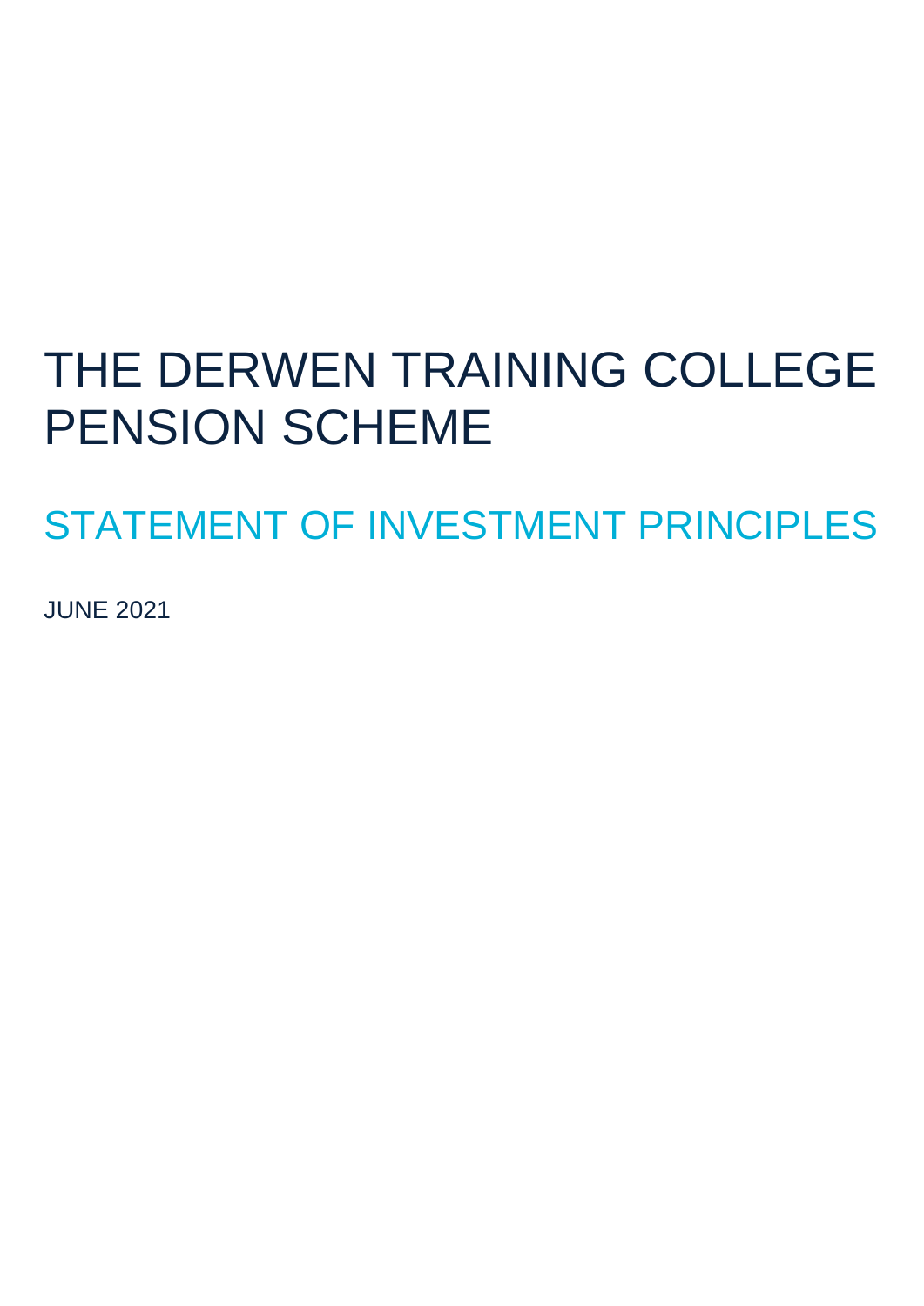# THE DERWEN TRAINING COLLEGE PENSION SCHEME

## STATEMENT OF INVESTMENT PRINCIPLES

JUNE 2021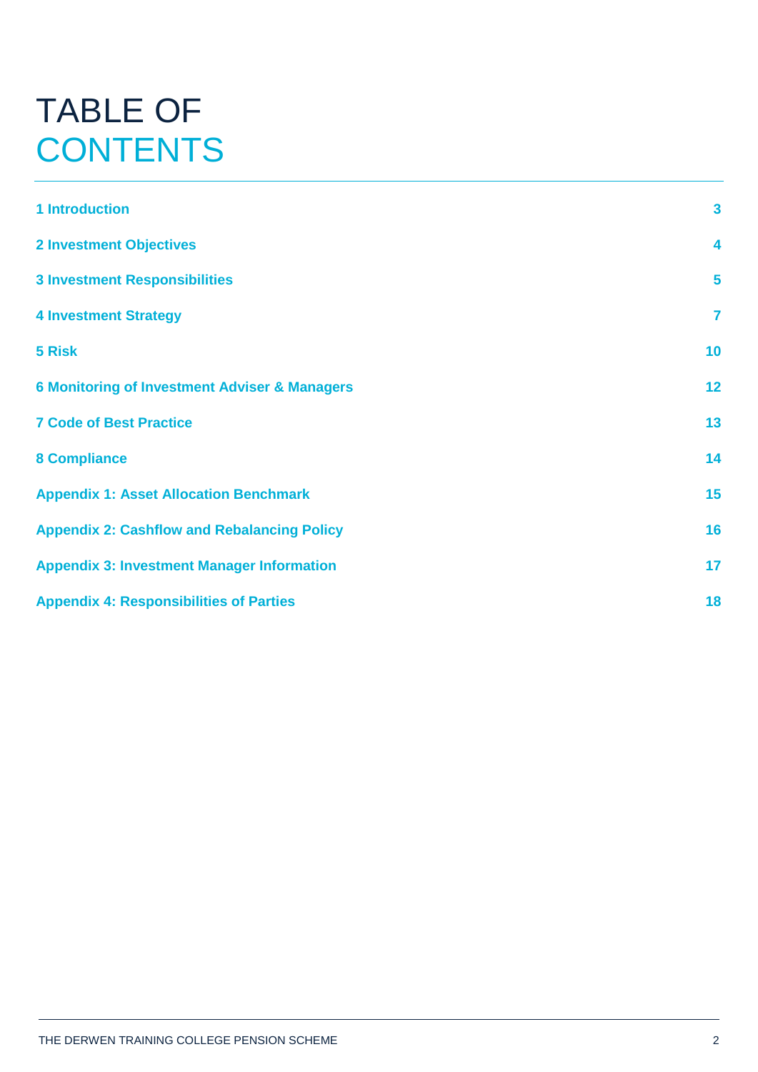# TABLE OF CONTENTS

| | |
|---|---|
| **1 Introduction** | **3** |
| **2 Investment Objectives** | **4** |
| **3 Investment Responsibilities** | **5** |
| **4 Investment Strategy** | **7** |
| **5 Risk** | **10** |
| **6 Monitoring of Investment Adviser & Managers** | **12** |
| **7 Code of Best Practice** | **13** |
| **8 Compliance** | **14** |
| **Appendix 1: Asset Allocation Benchmark** | **15** |
| **Appendix 2: Cashflow and Rebalancing Policy** | **16** |
| **Appendix 3: Investment Manager Information** | **17** |
| **Appendix 4: Responsibilities of Parties** | **18** |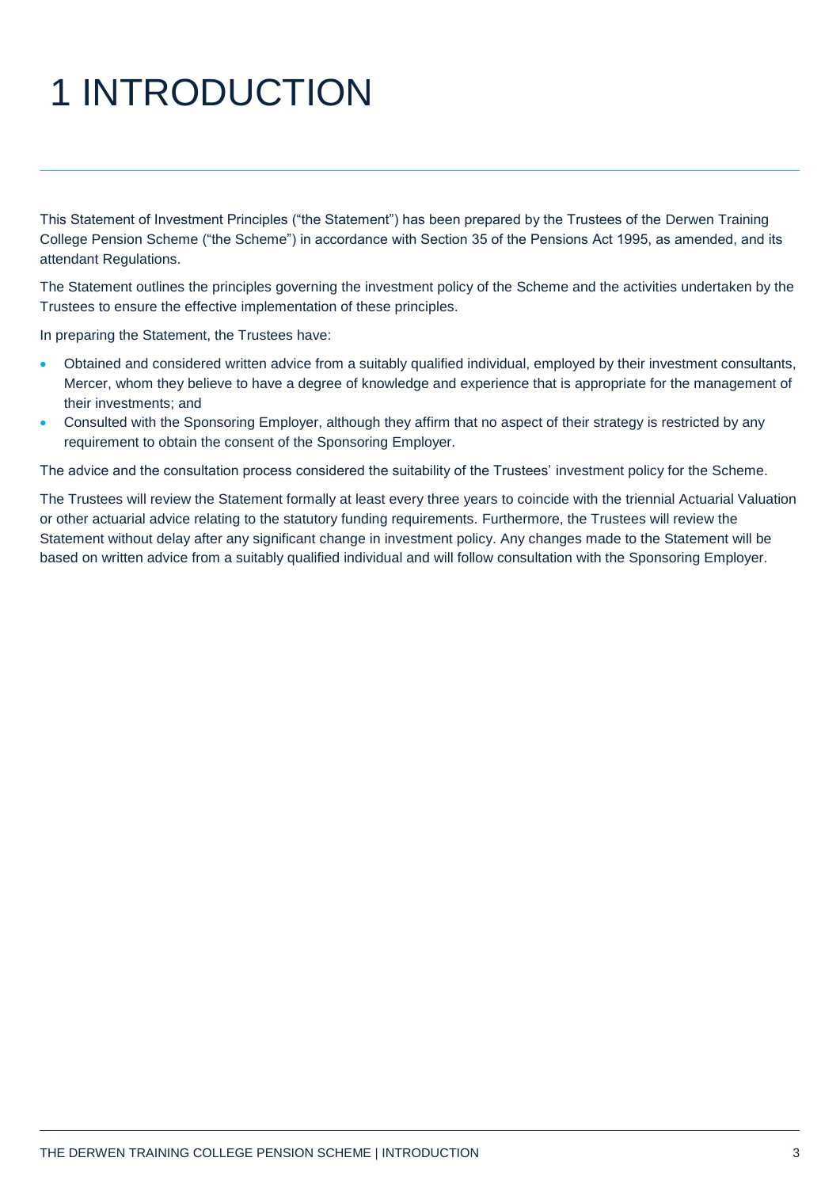# 1 INTRODUCTION

This Statement of Investment Principles ("the Statement") has been prepared by the Trustees of the Derwen Training College Pension Scheme ("the Scheme") in accordance with Section 35 of the Pensions Act 1995, as amended, and its attendant Regulations.

The Statement outlines the principles governing the investment policy of the Scheme and the activities undertaken by the Trustees to ensure the effective implementation of these principles.

In preparing the Statement, the Trustees have:

- Obtained and considered written advice from a suitably qualified individual, employed by their investment consultants, Mercer, whom they believe to have a degree of knowledge and experience that is appropriate for the management of their investments; and
- Consulted with the Sponsoring Employer, although they affirm that no aspect of their strategy is restricted by any requirement to obtain the consent of the Sponsoring Employer.

The advice and the consultation process considered the suitability of the Trustees' investment policy for the Scheme.

The Trustees will review the Statement formally at least every three years to coincide with the triennial Actuarial Valuation or other actuarial advice relating to the statutory funding requirements. Furthermore, the Trustees will review the Statement without delay after any significant change in investment policy. Any changes made to the Statement will be based on written advice from a suitably qualified individual and will follow consultation with the Sponsoring Employer.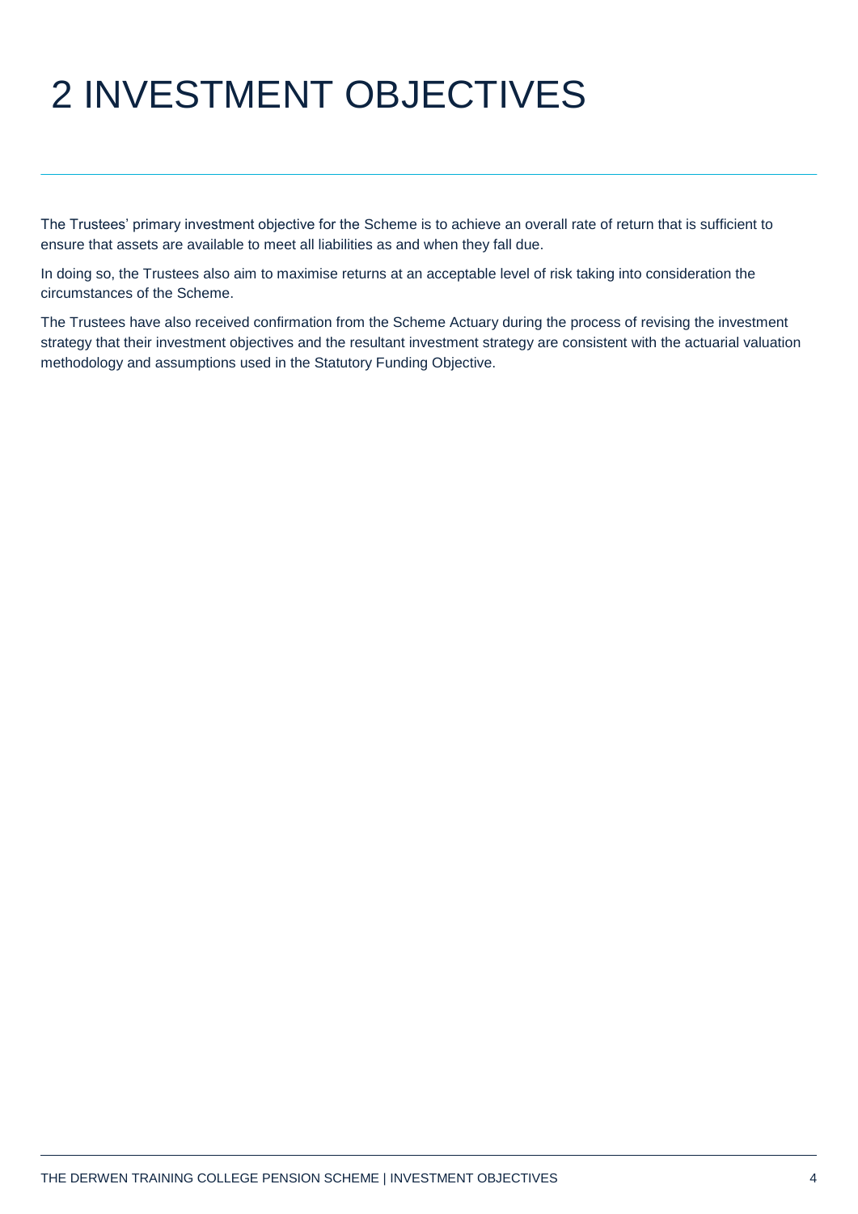# 2 INVESTMENT OBJECTIVES

The Trustees' primary investment objective for the Scheme is to achieve an overall rate of return that is sufficient to ensure that assets are available to meet all liabilities as and when they fall due.

In doing so, the Trustees also aim to maximise returns at an acceptable level of risk taking into consideration the circumstances of the Scheme.

The Trustees have also received confirmation from the Scheme Actuary during the process of revising the investment strategy that their investment objectives and the resultant investment strategy are consistent with the actuarial valuation methodology and assumptions used in the Statutory Funding Objective.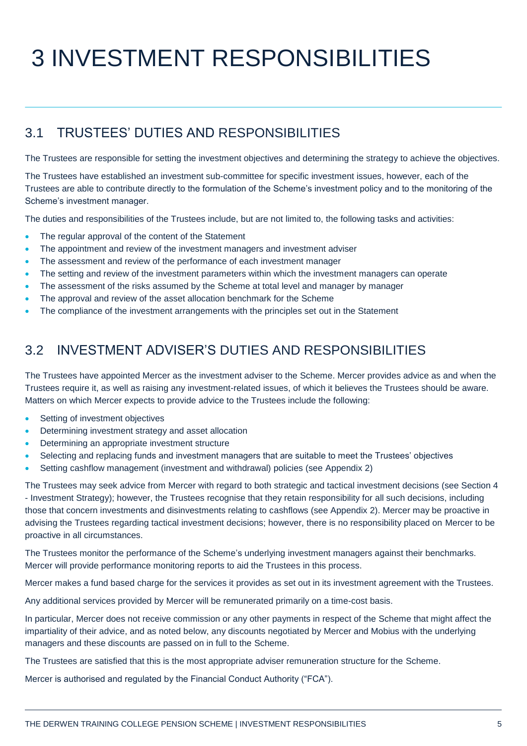# 3 INVESTMENT RESPONSIBILITIES

## 3.1 TRUSTEES' DUTIES AND RESPONSIBILITIES

The Trustees are responsible for setting the investment objectives and determining the strategy to achieve the objectives.

The Trustees have established an investment sub-committee for specific investment issues, however, each of the Trustees are able to contribute directly to the formulation of the Scheme's investment policy and to the monitoring of the Scheme's investment manager.

The duties and responsibilities of the Trustees include, but are not limited to, the following tasks and activities:

- The regular approval of the content of the Statement
- The appointment and review of the investment managers and investment adviser
- The assessment and review of the performance of each investment manager
- The setting and review of the investment parameters within which the investment managers can operate
- The assessment of the risks assumed by the Scheme at total level and manager by manager
- The approval and review of the asset allocation benchmark for the Scheme
- The compliance of the investment arrangements with the principles set out in the Statement

## 3.2 INVESTMENT ADVISER'S DUTIES AND RESPONSIBILITIES

The Trustees have appointed Mercer as the investment adviser to the Scheme. Mercer provides advice as and when the Trustees require it, as well as raising any investment-related issues, of which it believes the Trustees should be aware. Matters on which Mercer expects to provide advice to the Trustees include the following:

- Setting of investment objectives
- Determining investment strategy and asset allocation
- Determining an appropriate investment structure
- Selecting and replacing funds and investment managers that are suitable to meet the Trustees' objectives
- Setting cashflow management (investment and withdrawal) policies (see Appendix 2)

The Trustees may seek advice from Mercer with regard to both strategic and tactical investment decisions (see Section 4 - Investment Strategy); however, the Trustees recognise that they retain responsibility for all such decisions, including those that concern investments and disinvestments relating to cashflows (see Appendix 2). Mercer may be proactive in advising the Trustees regarding tactical investment decisions; however, there is no responsibility placed on Mercer to be proactive in all circumstances.

The Trustees monitor the performance of the Scheme's underlying investment managers against their benchmarks. Mercer will provide performance monitoring reports to aid the Trustees in this process.

Mercer makes a fund based charge for the services it provides as set out in its investment agreement with the Trustees.

Any additional services provided by Mercer will be remunerated primarily on a time-cost basis.

In particular, Mercer does not receive commission or any other payments in respect of the Scheme that might affect the impartiality of their advice, and as noted below, any discounts negotiated by Mercer and Mobius with the underlying managers and these discounts are passed on in full to the Scheme.

The Trustees are satisfied that this is the most appropriate adviser remuneration structure for the Scheme.

Mercer is authorised and regulated by the Financial Conduct Authority ("FCA").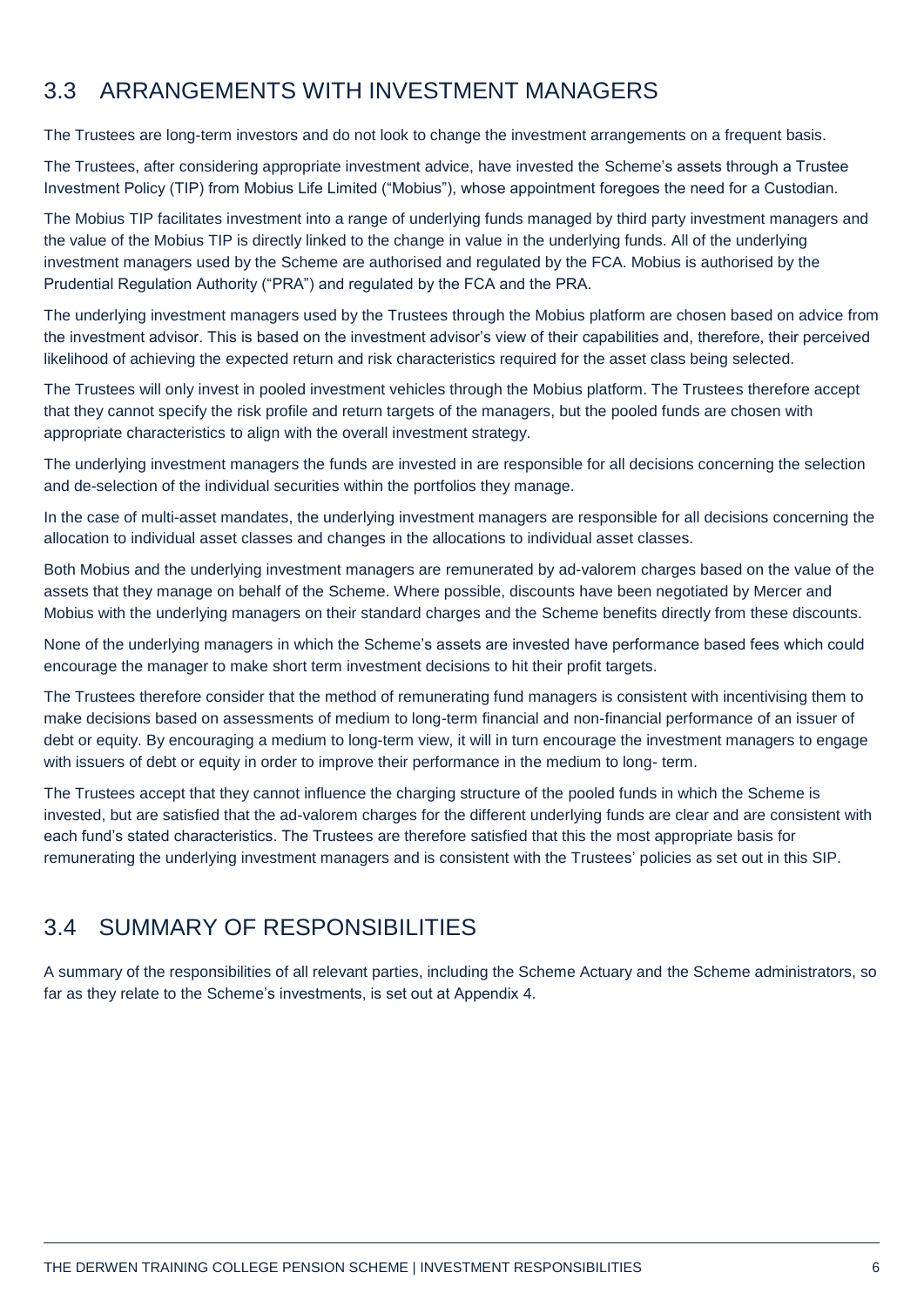## 3.3 ARRANGEMENTS WITH INVESTMENT MANAGERS

The Trustees are long-term investors and do not look to change the investment arrangements on a frequent basis.

The Trustees, after considering appropriate investment advice, have invested the Scheme's assets through a Trustee Investment Policy (TIP) from Mobius Life Limited ("Mobius"), whose appointment foregoes the need for a Custodian.

The Mobius TIP facilitates investment into a range of underlying funds managed by third party investment managers and the value of the Mobius TIP is directly linked to the change in value in the underlying funds. All of the underlying investment managers used by the Scheme are authorised and regulated by the FCA. Mobius is authorised by the Prudential Regulation Authority ("PRA") and regulated by the FCA and the PRA.

The underlying investment managers used by the Trustees through the Mobius platform are chosen based on advice from the investment advisor. This is based on the investment advisor's view of their capabilities and, therefore, their perceived likelihood of achieving the expected return and risk characteristics required for the asset class being selected.

The Trustees will only invest in pooled investment vehicles through the Mobius platform. The Trustees therefore accept that they cannot specify the risk profile and return targets of the managers, but the pooled funds are chosen with appropriate characteristics to align with the overall investment strategy.

The underlying investment managers the funds are invested in are responsible for all decisions concerning the selection and de-selection of the individual securities within the portfolios they manage.

In the case of multi-asset mandates, the underlying investment managers are responsible for all decisions concerning the allocation to individual asset classes and changes in the allocations to individual asset classes.

Both Mobius and the underlying investment managers are remunerated by ad-valorem charges based on the value of the assets that they manage on behalf of the Scheme. Where possible, discounts have been negotiated by Mercer and Mobius with the underlying managers on their standard charges and the Scheme benefits directly from these discounts.

None of the underlying managers in which the Scheme's assets are invested have performance based fees which could encourage the manager to make short term investment decisions to hit their profit targets.

The Trustees therefore consider that the method of remunerating fund managers is consistent with incentivising them to make decisions based on assessments of medium to long-term financial and non-financial performance of an issuer of debt or equity. By encouraging a medium to long-term view, it will in turn encourage the investment managers to engage with issuers of debt or equity in order to improve their performance in the medium to long- term.

The Trustees accept that they cannot influence the charging structure of the pooled funds in which the Scheme is invested, but are satisfied that the ad-valorem charges for the different underlying funds are clear and are consistent with each fund's stated characteristics. The Trustees are therefore satisfied that this the most appropriate basis for remunerating the underlying investment managers and is consistent with the Trustees' policies as set out in this SIP.

## 3.4 SUMMARY OF RESPONSIBILITIES

A summary of the responsibilities of all relevant parties, including the Scheme Actuary and the Scheme administrators, so far as they relate to the Scheme's investments, is set out at Appendix 4.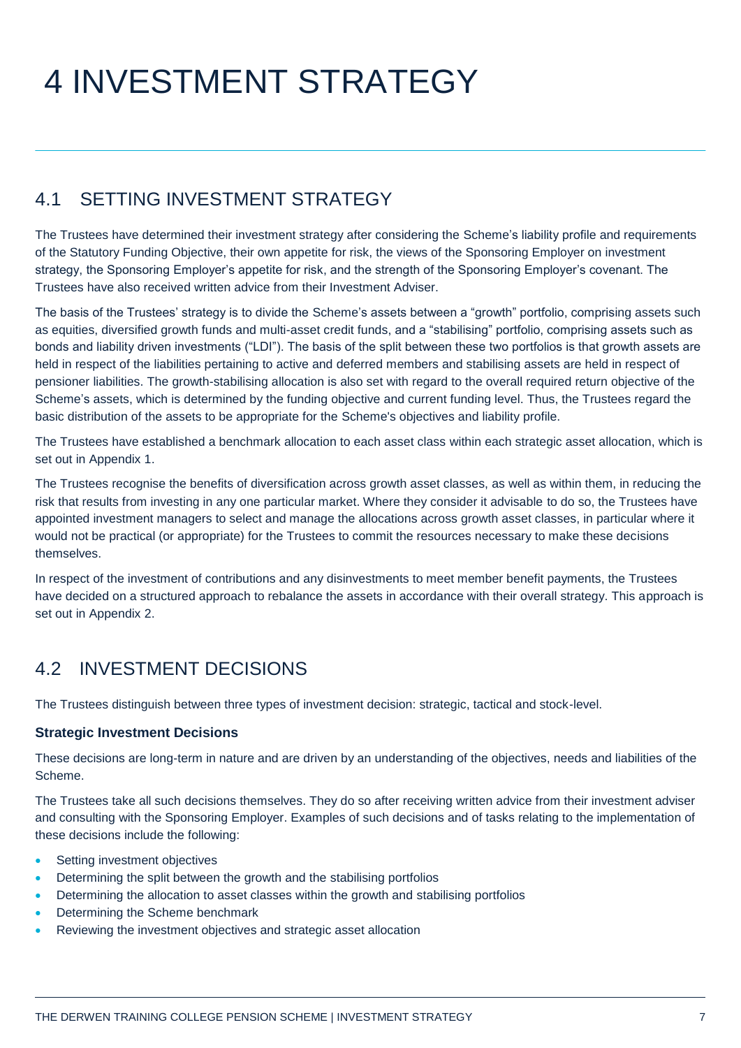# 4 INVESTMENT STRATEGY

## 4.1 SETTING INVESTMENT STRATEGY

The Trustees have determined their investment strategy after considering the Scheme's liability profile and requirements of the Statutory Funding Objective, their own appetite for risk, the views of the Sponsoring Employer on investment strategy, the Sponsoring Employer's appetite for risk, and the strength of the Sponsoring Employer's covenant. The Trustees have also received written advice from their Investment Adviser.

The basis of the Trustees' strategy is to divide the Scheme's assets between a "growth" portfolio, comprising assets such as equities, diversified growth funds and multi-asset credit funds, and a "stabilising" portfolio, comprising assets such as bonds and liability driven investments ("LDI"). The basis of the split between these two portfolios is that growth assets are held in respect of the liabilities pertaining to active and deferred members and stabilising assets are held in respect of pensioner liabilities. The growth-stabilising allocation is also set with regard to the overall required return objective of the Scheme's assets, which is determined by the funding objective and current funding level. Thus, the Trustees regard the basic distribution of the assets to be appropriate for the Scheme's objectives and liability profile.

The Trustees have established a benchmark allocation to each asset class within each strategic asset allocation, which is set out in Appendix 1.

The Trustees recognise the benefits of diversification across growth asset classes, as well as within them, in reducing the risk that results from investing in any one particular market. Where they consider it advisable to do so, the Trustees have appointed investment managers to select and manage the allocations across growth asset classes, in particular where it would not be practical (or appropriate) for the Trustees to commit the resources necessary to make these decisions themselves.

In respect of the investment of contributions and any disinvestments to meet member benefit payments, the Trustees have decided on a structured approach to rebalance the assets in accordance with their overall strategy. This approach is set out in Appendix 2.

## 4.2 INVESTMENT DECISIONS

The Trustees distinguish between three types of investment decision: strategic, tactical and stock-level.

### Strategic Investment Decisions

These decisions are long-term in nature and are driven by an understanding of the objectives, needs and liabilities of the Scheme.

The Trustees take all such decisions themselves. They do so after receiving written advice from their investment adviser and consulting with the Sponsoring Employer. Examples of such decisions and of tasks relating to the implementation of these decisions include the following:

- Setting investment objectives
- Determining the split between the growth and the stabilising portfolios
- Determining the allocation to asset classes within the growth and stabilising portfolios
- Determining the Scheme benchmark
- Reviewing the investment objectives and strategic asset allocation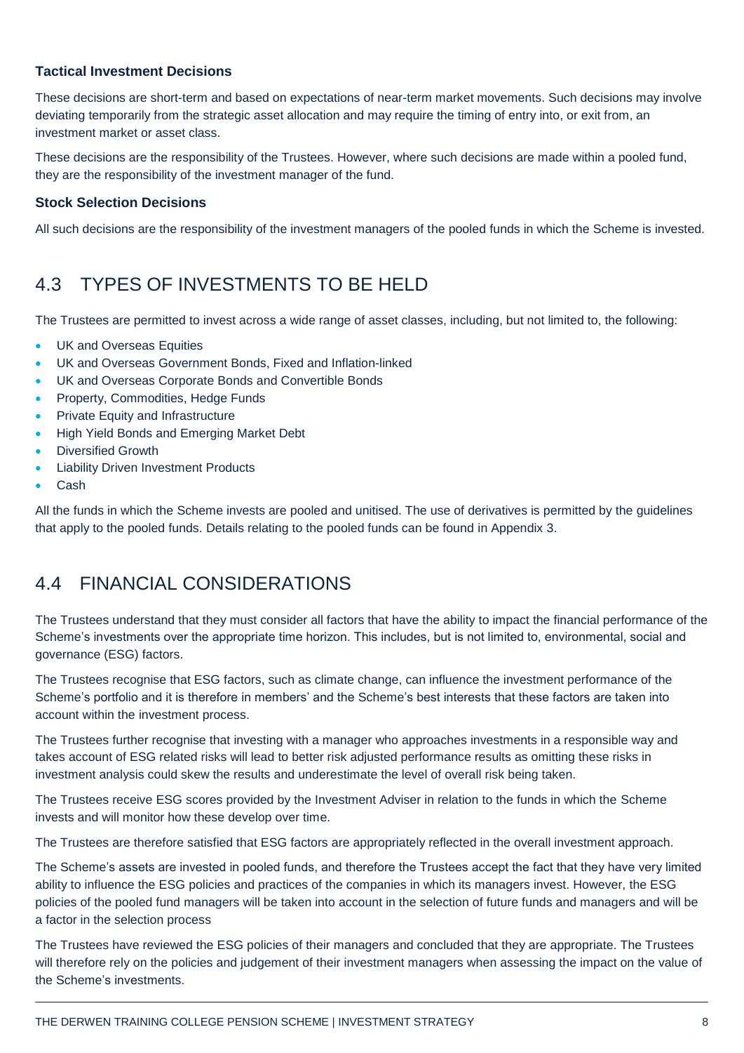### Tactical Investment Decisions

These decisions are short-term and based on expectations of near-term market movements. Such decisions may involve deviating temporarily from the strategic asset allocation and may require the timing of entry into, or exit from, an investment market or asset class.

These decisions are the responsibility of the Trustees. However, where such decisions are made within a pooled fund, they are the responsibility of the investment manager of the fund.

### Stock Selection Decisions

All such decisions are the responsibility of the investment managers of the pooled funds in which the Scheme is invested.

## 4.3 TYPES OF INVESTMENTS TO BE HELD

The Trustees are permitted to invest across a wide range of asset classes, including, but not limited to, the following:

- UK and Overseas Equities
- UK and Overseas Government Bonds, Fixed and Inflation-linked
- UK and Overseas Corporate Bonds and Convertible Bonds
- Property, Commodities, Hedge Funds
- Private Equity and Infrastructure
- High Yield Bonds and Emerging Market Debt
- Diversified Growth
- Liability Driven Investment Products
- Cash

All the funds in which the Scheme invests are pooled and unitised. The use of derivatives is permitted by the guidelines that apply to the pooled funds. Details relating to the pooled funds can be found in Appendix 3.

## 4.4 FINANCIAL CONSIDERATIONS

The Trustees understand that they must consider all factors that have the ability to impact the financial performance of the Scheme's investments over the appropriate time horizon. This includes, but is not limited to, environmental, social and governance (ESG) factors.

The Trustees recognise that ESG factors, such as climate change, can influence the investment performance of the Scheme's portfolio and it is therefore in members' and the Scheme's best interests that these factors are taken into account within the investment process.

The Trustees further recognise that investing with a manager who approaches investments in a responsible way and takes account of ESG related risks will lead to better risk adjusted performance results as omitting these risks in investment analysis could skew the results and underestimate the level of overall risk being taken.

The Trustees receive ESG scores provided by the Investment Adviser in relation to the funds in which the Scheme invests and will monitor how these develop over time.

The Trustees are therefore satisfied that ESG factors are appropriately reflected in the overall investment approach.

The Scheme's assets are invested in pooled funds, and therefore the Trustees accept the fact that they have very limited ability to influence the ESG policies and practices of the companies in which its managers invest. However, the ESG policies of the pooled fund managers will be taken into account in the selection of future funds and managers and will be a factor in the selection process

The Trustees have reviewed the ESG policies of their managers and concluded that they are appropriate. The Trustees will therefore rely on the policies and judgement of their investment managers when assessing the impact on the value of the Scheme's investments.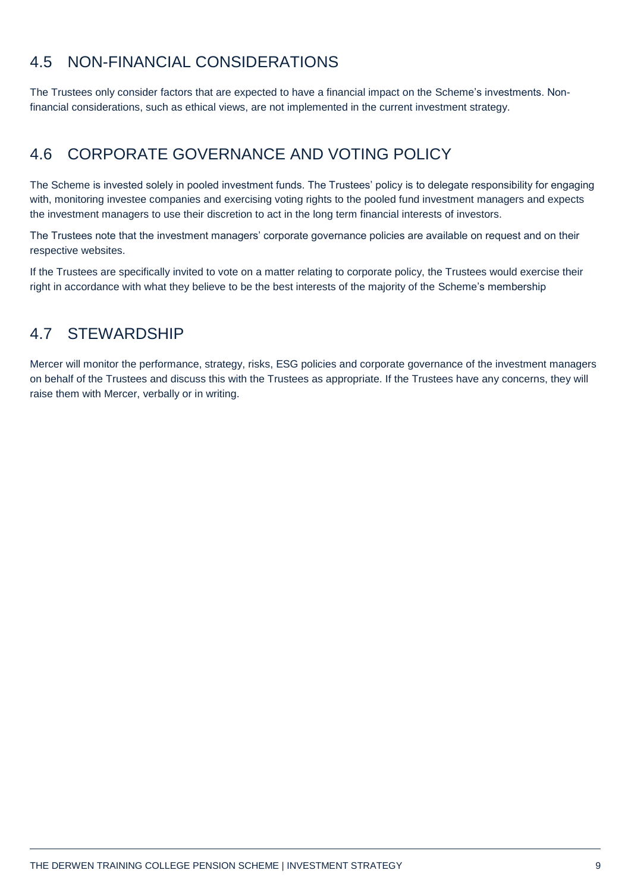## 4.5 NON-FINANCIAL CONSIDERATIONS

The Trustees only consider factors that are expected to have a financial impact on the Scheme's investments. Non-financial considerations, such as ethical views, are not implemented in the current investment strategy.

## 4.6 CORPORATE GOVERNANCE AND VOTING POLICY

The Scheme is invested solely in pooled investment funds. The Trustees' policy is to delegate responsibility for engaging with, monitoring investee companies and exercising voting rights to the pooled fund investment managers and expects the investment managers to use their discretion to act in the long term financial interests of investors.

The Trustees note that the investment managers' corporate governance policies are available on request and on their respective websites.

If the Trustees are specifically invited to vote on a matter relating to corporate policy, the Trustees would exercise their right in accordance with what they believe to be the best interests of the majority of the Scheme's membership

## 4.7 STEWARDSHIP

Mercer will monitor the performance, strategy, risks, ESG policies and corporate governance of the investment managers on behalf of the Trustees and discuss this with the Trustees as appropriate. If the Trustees have any concerns, they will raise them with Mercer, verbally or in writing.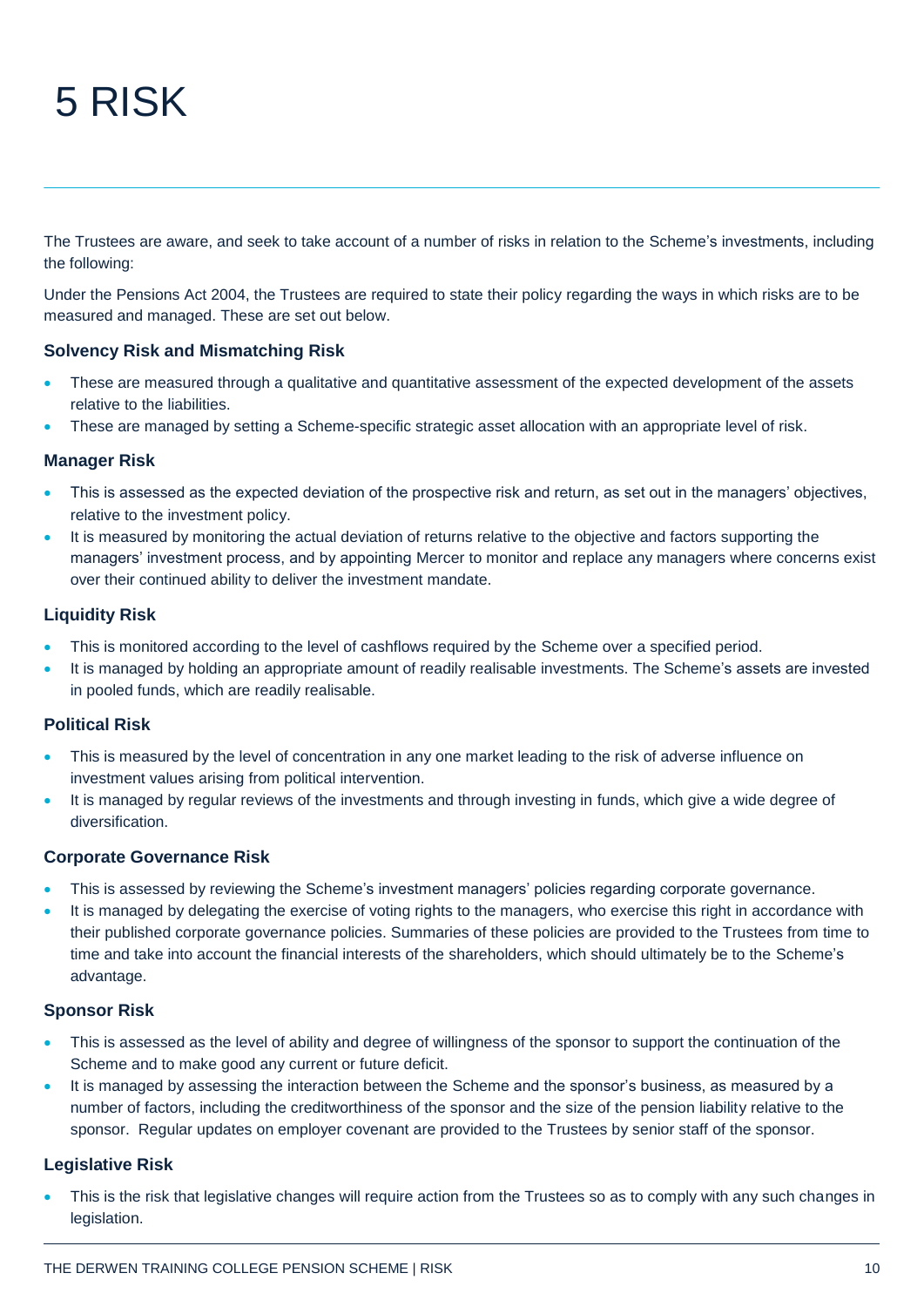# 5 RISK

The Trustees are aware, and seek to take account of a number of risks in relation to the Scheme's investments, including the following:

Under the Pensions Act 2004, the Trustees are required to state their policy regarding the ways in which risks are to be measured and managed. These are set out below.

### Solvency Risk and Mismatching Risk

- These are measured through a qualitative and quantitative assessment of the expected development of the assets relative to the liabilities.
- These are managed by setting a Scheme-specific strategic asset allocation with an appropriate level of risk.

### Manager Risk

- This is assessed as the expected deviation of the prospective risk and return, as set out in the managers' objectives, relative to the investment policy.
- It is measured by monitoring the actual deviation of returns relative to the objective and factors supporting the managers' investment process, and by appointing Mercer to monitor and replace any managers where concerns exist over their continued ability to deliver the investment mandate.

### Liquidity Risk

- This is monitored according to the level of cashflows required by the Scheme over a specified period.
- It is managed by holding an appropriate amount of readily realisable investments. The Scheme's assets are invested in pooled funds, which are readily realisable.

### Political Risk

- This is measured by the level of concentration in any one market leading to the risk of adverse influence on investment values arising from political intervention.
- It is managed by regular reviews of the investments and through investing in funds, which give a wide degree of diversification.

### Corporate Governance Risk

- This is assessed by reviewing the Scheme's investment managers' policies regarding corporate governance.
- It is managed by delegating the exercise of voting rights to the managers, who exercise this right in accordance with their published corporate governance policies. Summaries of these policies are provided to the Trustees from time to time and take into account the financial interests of the shareholders, which should ultimately be to the Scheme's advantage.

### Sponsor Risk

- This is assessed as the level of ability and degree of willingness of the sponsor to support the continuation of the Scheme and to make good any current or future deficit.
- It is managed by assessing the interaction between the Scheme and the sponsor's business, as measured by a number of factors, including the creditworthiness of the sponsor and the size of the pension liability relative to the sponsor. Regular updates on employer covenant are provided to the Trustees by senior staff of the sponsor.

### Legislative Risk

- This is the risk that legislative changes will require action from the Trustees so as to comply with any such changes in legislation.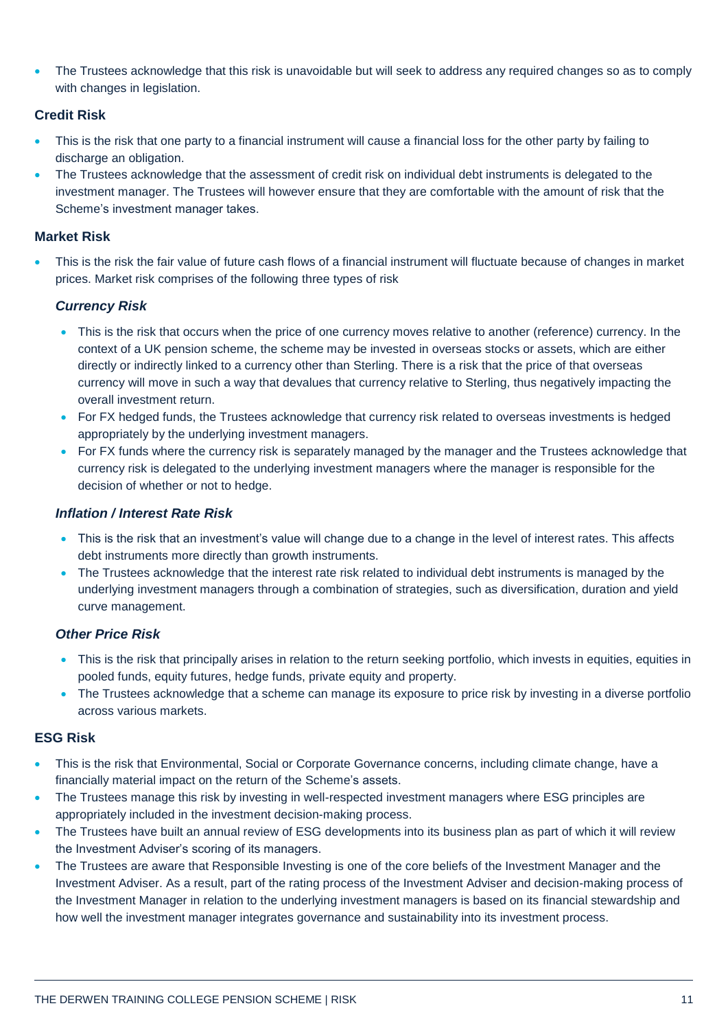- The Trustees acknowledge that this risk is unavoidable but will seek to address any required changes so as to comply with changes in legislation.

### Credit Risk

- This is the risk that one party to a financial instrument will cause a financial loss for the other party by failing to discharge an obligation.
- The Trustees acknowledge that the assessment of credit risk on individual debt instruments is delegated to the investment manager. The Trustees will however ensure that they are comfortable with the amount of risk that the Scheme's investment manager takes.

### Market Risk

- This is the risk the fair value of future cash flows of a financial instrument will fluctuate because of changes in market prices. Market risk comprises of the following three types of risk

#### *Currency Risk*

- This is the risk that occurs when the price of one currency moves relative to another (reference) currency. In the context of a UK pension scheme, the scheme may be invested in overseas stocks or assets, which are either directly or indirectly linked to a currency other than Sterling. There is a risk that the price of that overseas currency will move in such a way that devalues that currency relative to Sterling, thus negatively impacting the overall investment return.
- For FX hedged funds, the Trustees acknowledge that currency risk related to overseas investments is hedged appropriately by the underlying investment managers.
- For FX funds where the currency risk is separately managed by the manager and the Trustees acknowledge that currency risk is delegated to the underlying investment managers where the manager is responsible for the decision of whether or not to hedge.

#### *Inflation / Interest Rate Risk*

- This is the risk that an investment's value will change due to a change in the level of interest rates. This affects debt instruments more directly than growth instruments.
- The Trustees acknowledge that the interest rate risk related to individual debt instruments is managed by the underlying investment managers through a combination of strategies, such as diversification, duration and yield curve management.

#### *Other Price Risk*

- This is the risk that principally arises in relation to the return seeking portfolio, which invests in equities, equities in pooled funds, equity futures, hedge funds, private equity and property.
- The Trustees acknowledge that a scheme can manage its exposure to price risk by investing in a diverse portfolio across various markets.

### ESG Risk

- This is the risk that Environmental, Social or Corporate Governance concerns, including climate change, have a financially material impact on the return of the Scheme's assets.
- The Trustees manage this risk by investing in well-respected investment managers where ESG principles are appropriately included in the investment decision-making process.
- The Trustees have built an annual review of ESG developments into its business plan as part of which it will review the Investment Adviser's scoring of its managers.
- The Trustees are aware that Responsible Investing is one of the core beliefs of the Investment Manager and the Investment Adviser. As a result, part of the rating process of the Investment Adviser and decision-making process of the Investment Manager in relation to the underlying investment managers is based on its financial stewardship and how well the investment manager integrates governance and sustainability into its investment process.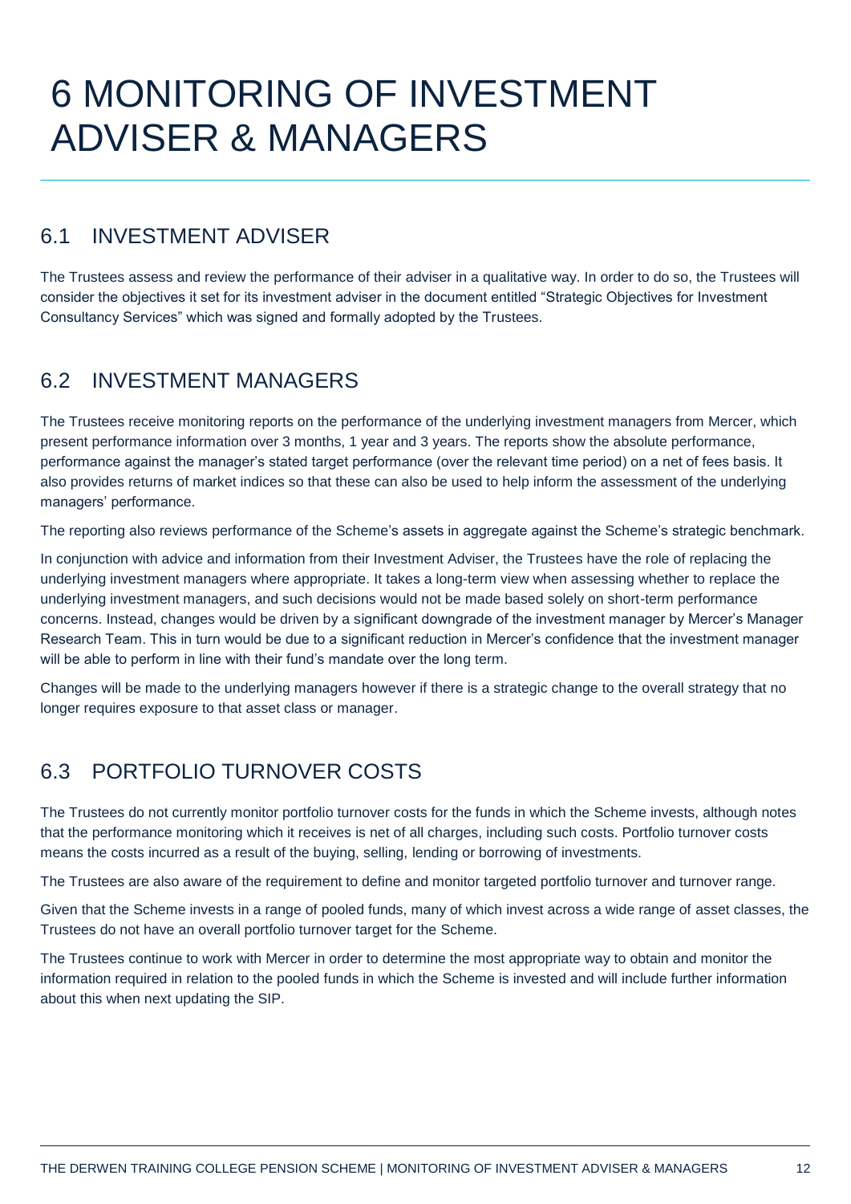# 6 MONITORING OF INVESTMENT ADVISER & MANAGERS

## 6.1 INVESTMENT ADVISER

The Trustees assess and review the performance of their adviser in a qualitative way. In order to do so, the Trustees will consider the objectives it set for its investment adviser in the document entitled "Strategic Objectives for Investment Consultancy Services" which was signed and formally adopted by the Trustees.

## 6.2 INVESTMENT MANAGERS

The Trustees receive monitoring reports on the performance of the underlying investment managers from Mercer, which present performance information over 3 months, 1 year and 3 years. The reports show the absolute performance, performance against the manager's stated target performance (over the relevant time period) on a net of fees basis. It also provides returns of market indices so that these can also be used to help inform the assessment of the underlying managers' performance.

The reporting also reviews performance of the Scheme's assets in aggregate against the Scheme's strategic benchmark.

In conjunction with advice and information from their Investment Adviser, the Trustees have the role of replacing the underlying investment managers where appropriate. It takes a long-term view when assessing whether to replace the underlying investment managers, and such decisions would not be made based solely on short-term performance concerns. Instead, changes would be driven by a significant downgrade of the investment manager by Mercer's Manager Research Team. This in turn would be due to a significant reduction in Mercer's confidence that the investment manager will be able to perform in line with their fund's mandate over the long term.

Changes will be made to the underlying managers however if there is a strategic change to the overall strategy that no longer requires exposure to that asset class or manager.

## 6.3 PORTFOLIO TURNOVER COSTS

The Trustees do not currently monitor portfolio turnover costs for the funds in which the Scheme invests, although notes that the performance monitoring which it receives is net of all charges, including such costs. Portfolio turnover costs means the costs incurred as a result of the buying, selling, lending or borrowing of investments.

The Trustees are also aware of the requirement to define and monitor targeted portfolio turnover and turnover range.

Given that the Scheme invests in a range of pooled funds, many of which invest across a wide range of asset classes, the Trustees do not have an overall portfolio turnover target for the Scheme.

The Trustees continue to work with Mercer in order to determine the most appropriate way to obtain and monitor the information required in relation to the pooled funds in which the Scheme is invested and will include further information about this when next updating the SIP.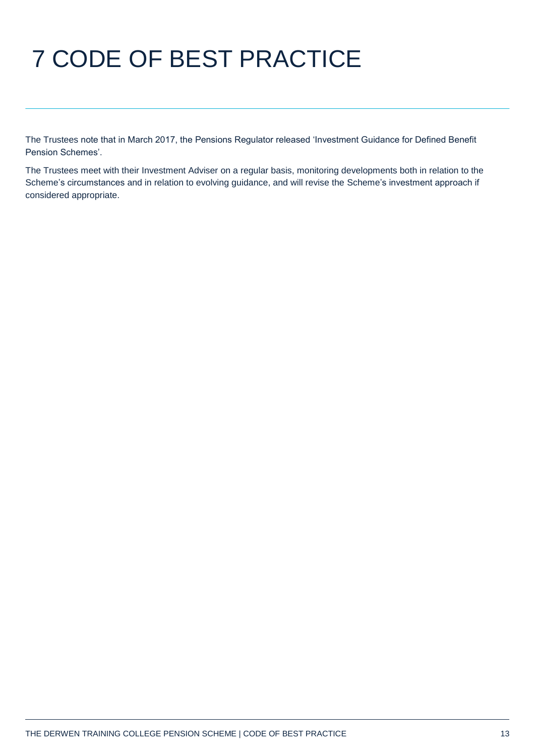# 7 CODE OF BEST PRACTICE

The Trustees note that in March 2017, the Pensions Regulator released 'Investment Guidance for Defined Benefit Pension Schemes'.

The Trustees meet with their Investment Adviser on a regular basis, monitoring developments both in relation to the Scheme's circumstances and in relation to evolving guidance, and will revise the Scheme's investment approach if considered appropriate.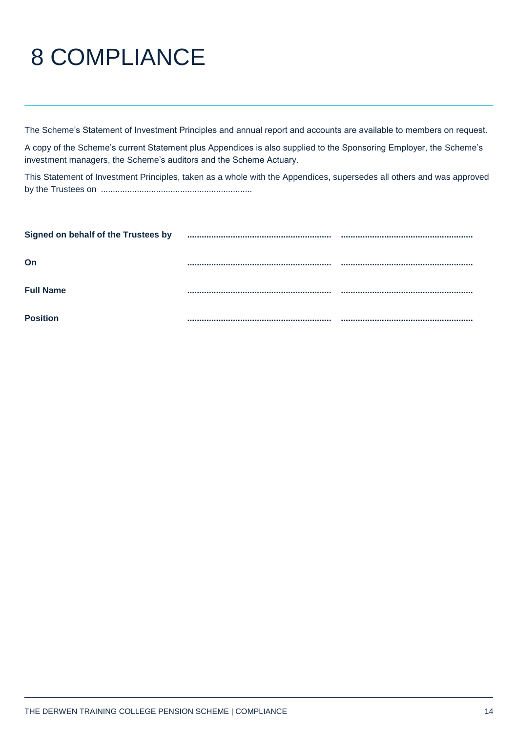# 8 COMPLIANCE

The Scheme's Statement of Investment Principles and annual report and accounts are available to members on request.

A copy of the Scheme's current Statement plus Appendices is also supplied to the Sponsoring Employer, the Scheme's investment managers, the Scheme's auditors and the Scheme Actuary.

This Statement of Investment Principles, taken as a whole with the Appendices, supersedes all others and was approved by the Trustees on ..............................................................

| | | |
|---|---|---|
| **Signed on behalf of the Trustees by** | ........................................................... | ...................................................... |
| **On** | ........................................................... | ...................................................... |
| **Full Name** | ........................................................... | ...................................................... |
| **Position** | ........................................................... | ...................................................... |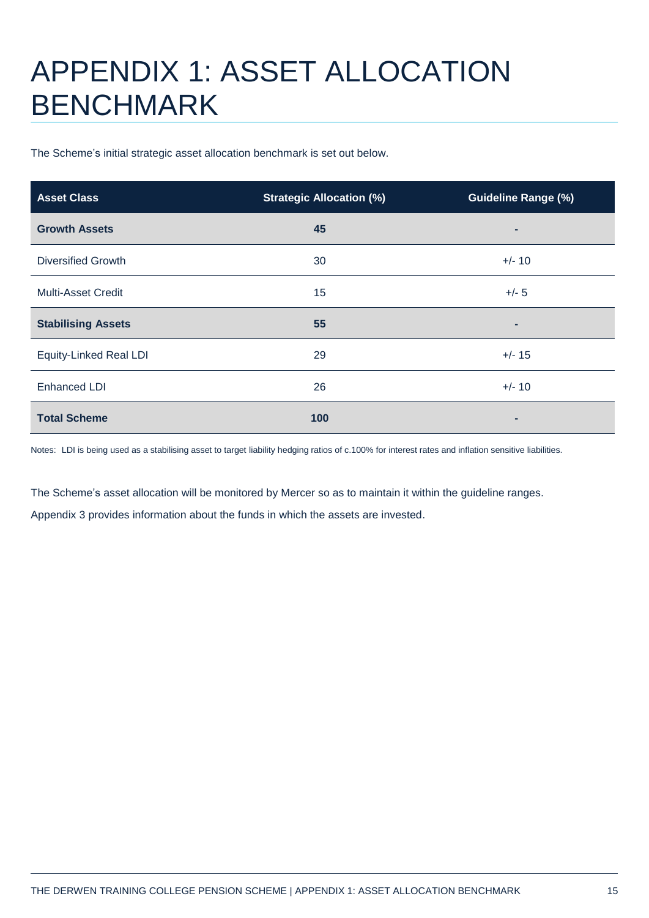# APPENDIX 1: ASSET ALLOCATION BENCHMARK

The Scheme's initial strategic asset allocation benchmark is set out below.

| Asset Class | Strategic Allocation (%) | Guideline Range (%) |
|---|---|---|
| **Growth Assets** | **45** | - |
| Diversified Growth | 30 | +/- 10 |
| Multi-Asset Credit | 15 | +/- 5 |
| **Stabilising Assets** | **55** | - |
| Equity-Linked Real LDI | 29 | +/- 15 |
| Enhanced LDI | 26 | +/- 10 |
| **Total Scheme** | **100** | - |

Notes: LDI is being used as a stabilising asset to target liability hedging ratios of c.100% for interest rates and inflation sensitive liabilities.

The Scheme's asset allocation will be monitored by Mercer so as to maintain it within the guideline ranges.

Appendix 3 provides information about the funds in which the assets are invested.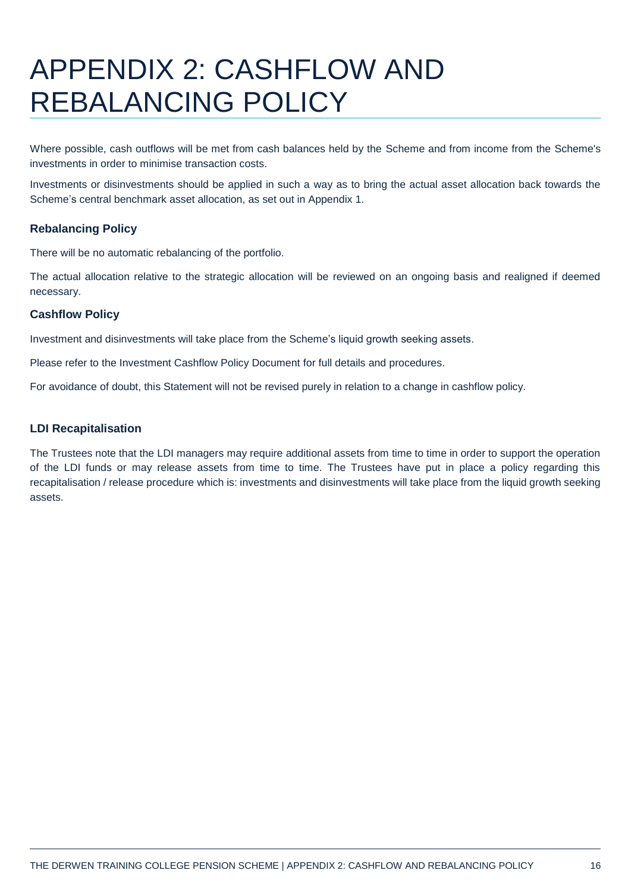# APPENDIX 2: CASHFLOW AND REBALANCING POLICY

Where possible, cash outflows will be met from cash balances held by the Scheme and from income from the Scheme's investments in order to minimise transaction costs.

Investments or disinvestments should be applied in such a way as to bring the actual asset allocation back towards the Scheme's central benchmark asset allocation, as set out in Appendix 1.

### Rebalancing Policy

There will be no automatic rebalancing of the portfolio.

The actual allocation relative to the strategic allocation will be reviewed on an ongoing basis and realigned if deemed necessary.

### Cashflow Policy

Investment and disinvestments will take place from the Scheme's liquid growth seeking assets.

Please refer to the Investment Cashflow Policy Document for full details and procedures.

For avoidance of doubt, this Statement will not be revised purely in relation to a change in cashflow policy.

### LDI Recapitalisation

The Trustees note that the LDI managers may require additional assets from time to time in order to support the operation of the LDI funds or may release assets from time to time. The Trustees have put in place a policy regarding this recapitalisation / release procedure which is: investments and disinvestments will take place from the liquid growth seeking assets.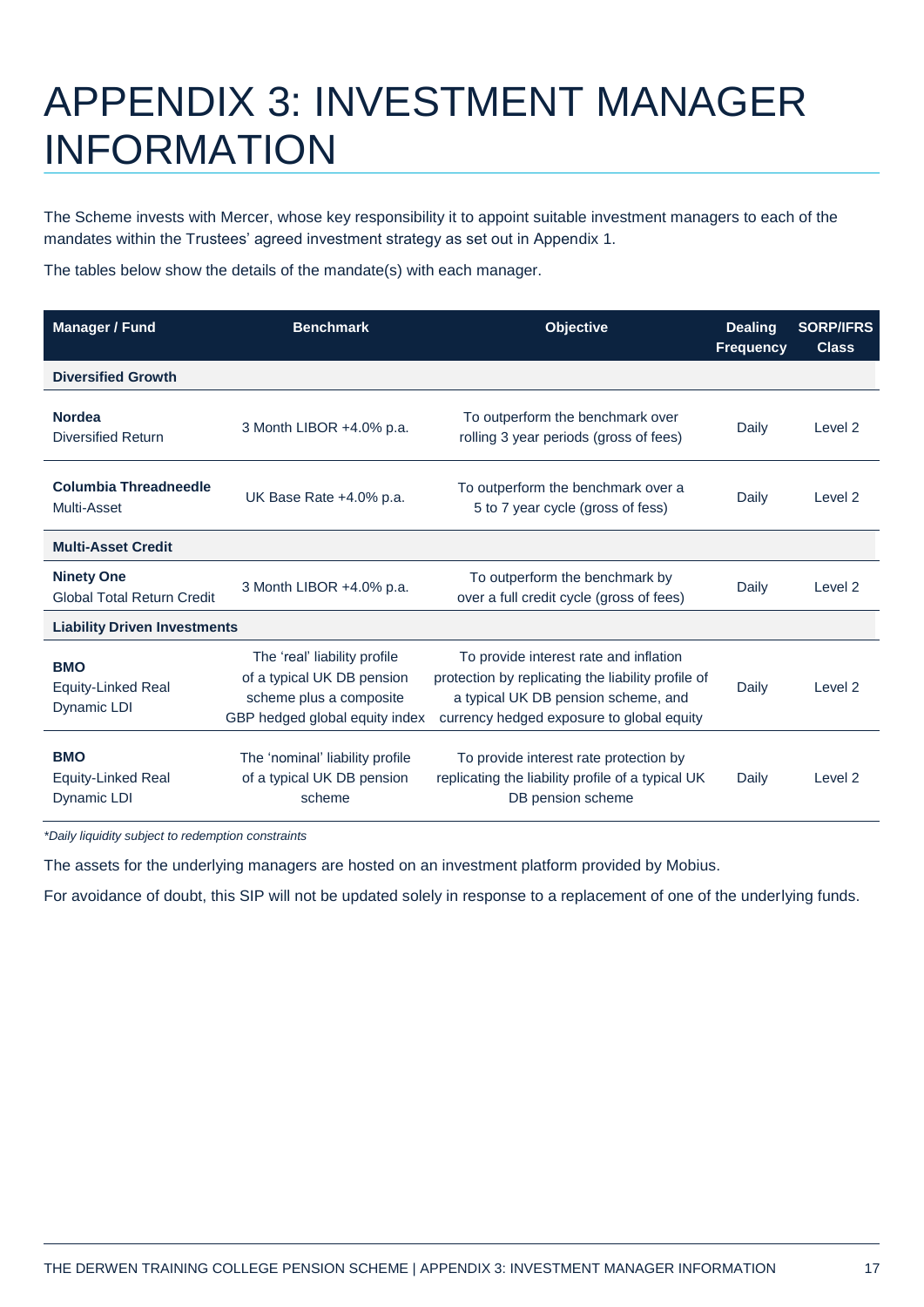# APPENDIX 3: INVESTMENT MANAGER INFORMATION

The Scheme invests with Mercer, whose key responsibility it to appoint suitable investment managers to each of the mandates within the Trustees' agreed investment strategy as set out in Appendix 1.

The tables below show the details of the mandate(s) with each manager.

| Manager / Fund | Benchmark | Objective | Dealing Frequency | SORP/IFRS Class |
|---|---|---|---|---|
| **Diversified Growth** | | | | |
| **Nordea** Diversified Return | 3 Month LIBOR +4.0% p.a. | To outperform the benchmark over rolling 3 year periods (gross of fees) | Daily | Level 2 |
| **Columbia Threadneedle** Multi-Asset | UK Base Rate +4.0% p.a. | To outperform the benchmark over a 5 to 7 year cycle (gross of fess) | Daily | Level 2 |
| **Multi-Asset Credit** | | | | |
| **Ninety One** Global Total Return Credit | 3 Month LIBOR +4.0% p.a. | To outperform the benchmark by over a full credit cycle (gross of fees) | Daily | Level 2 |
| **Liability Driven Investments** | | | | |
| **BMO** Equity-Linked Real Dynamic LDI | The 'real' liability profile of a typical UK DB pension scheme plus a composite GBP hedged global equity index | To provide interest rate and inflation protection by replicating the liability profile of a typical UK DB pension scheme, and currency hedged exposure to global equity | Daily | Level 2 |
| **BMO** Equity-Linked Real Dynamic LDI | The 'nominal' liability profile of a typical UK DB pension scheme | To provide interest rate protection by replicating the liability profile of a typical UK DB pension scheme | Daily | Level 2 |

*\*Daily liquidity subject to redemption constraints*

The assets for the underlying managers are hosted on an investment platform provided by Mobius.

For avoidance of doubt, this SIP will not be updated solely in response to a replacement of one of the underlying funds.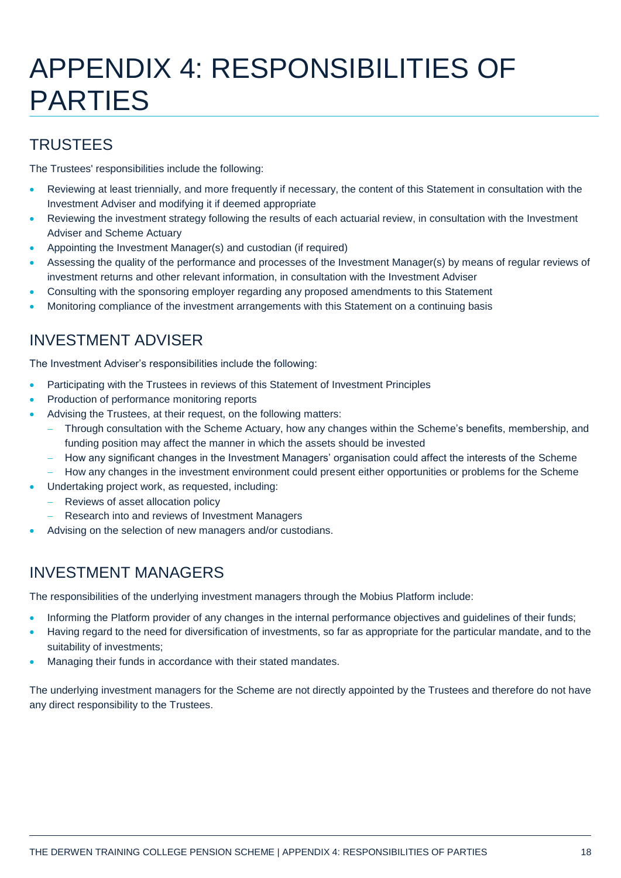# APPENDIX 4: RESPONSIBILITIES OF PARTIES

## TRUSTEES

The Trustees' responsibilities include the following:

- Reviewing at least triennially, and more frequently if necessary, the content of this Statement in consultation with the Investment Adviser and modifying it if deemed appropriate
- Reviewing the investment strategy following the results of each actuarial review, in consultation with the Investment Adviser and Scheme Actuary
- Appointing the Investment Manager(s) and custodian (if required)
- Assessing the quality of the performance and processes of the Investment Manager(s) by means of regular reviews of investment returns and other relevant information, in consultation with the Investment Adviser
- Consulting with the sponsoring employer regarding any proposed amendments to this Statement
- Monitoring compliance of the investment arrangements with this Statement on a continuing basis

## INVESTMENT ADVISER

The Investment Adviser's responsibilities include the following:

- Participating with the Trustees in reviews of this Statement of Investment Principles
- Production of performance monitoring reports
- Advising the Trustees, at their request, on the following matters:
  - Through consultation with the Scheme Actuary, how any changes within the Scheme's benefits, membership, and funding position may affect the manner in which the assets should be invested
  - How any significant changes in the Investment Managers' organisation could affect the interests of the Scheme
  - How any changes in the investment environment could present either opportunities or problems for the Scheme
- Undertaking project work, as requested, including:
  - Reviews of asset allocation policy
  - Research into and reviews of Investment Managers
- Advising on the selection of new managers and/or custodians.

## INVESTMENT MANAGERS

The responsibilities of the underlying investment managers through the Mobius Platform include:

- Informing the Platform provider of any changes in the internal performance objectives and guidelines of their funds;
- Having regard to the need for diversification of investments, so far as appropriate for the particular mandate, and to the suitability of investments;
- Managing their funds in accordance with their stated mandates.

The underlying investment managers for the Scheme are not directly appointed by the Trustees and therefore do not have any direct responsibility to the Trustees.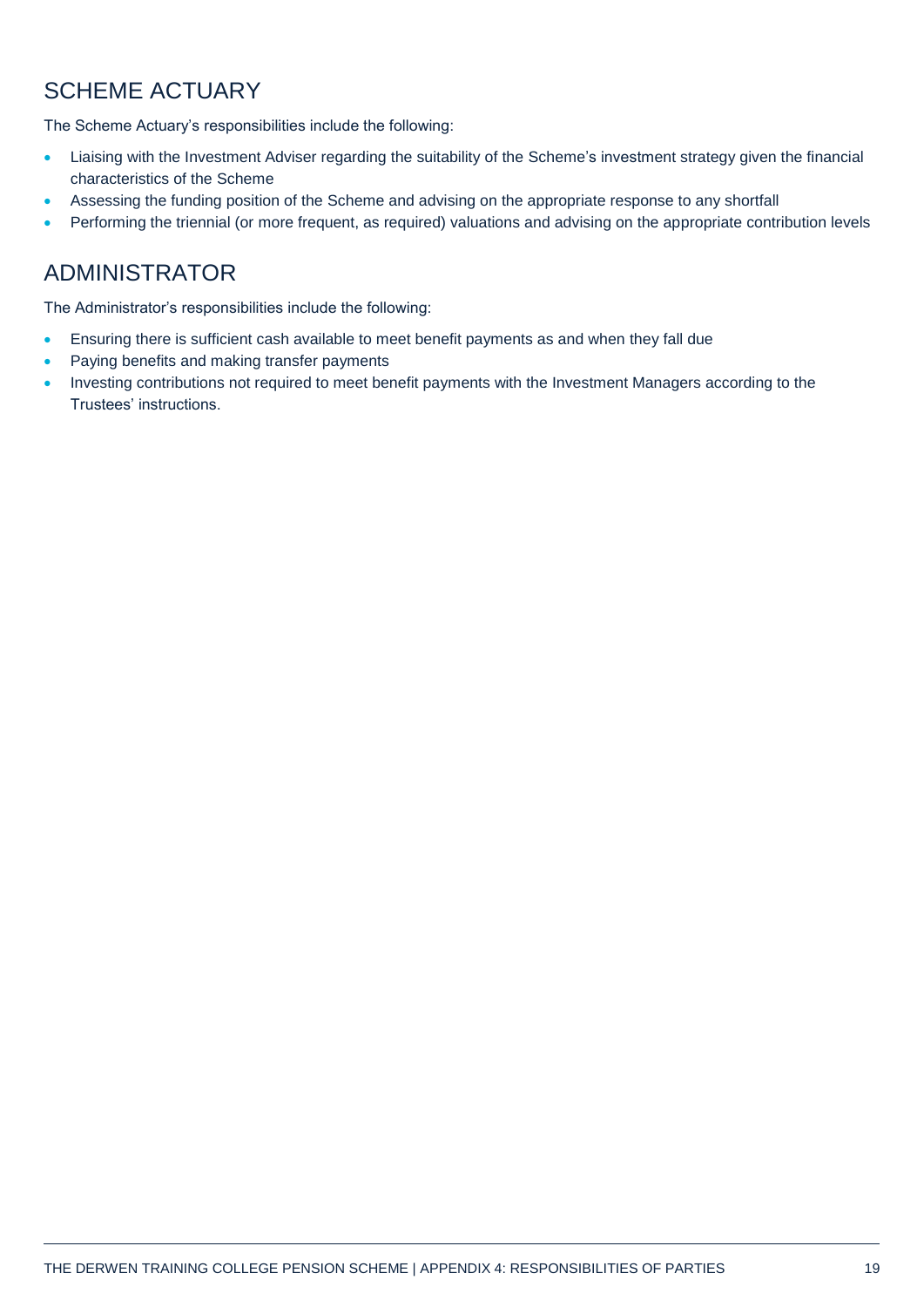## SCHEME ACTUARY

The Scheme Actuary's responsibilities include the following:

- Liaising with the Investment Adviser regarding the suitability of the Scheme's investment strategy given the financial characteristics of the Scheme
- Assessing the funding position of the Scheme and advising on the appropriate response to any shortfall
- Performing the triennial (or more frequent, as required) valuations and advising on the appropriate contribution levels

## ADMINISTRATOR

The Administrator's responsibilities include the following:

- Ensuring there is sufficient cash available to meet benefit payments as and when they fall due
- Paying benefits and making transfer payments
- Investing contributions not required to meet benefit payments with the Investment Managers according to the Trustees' instructions.